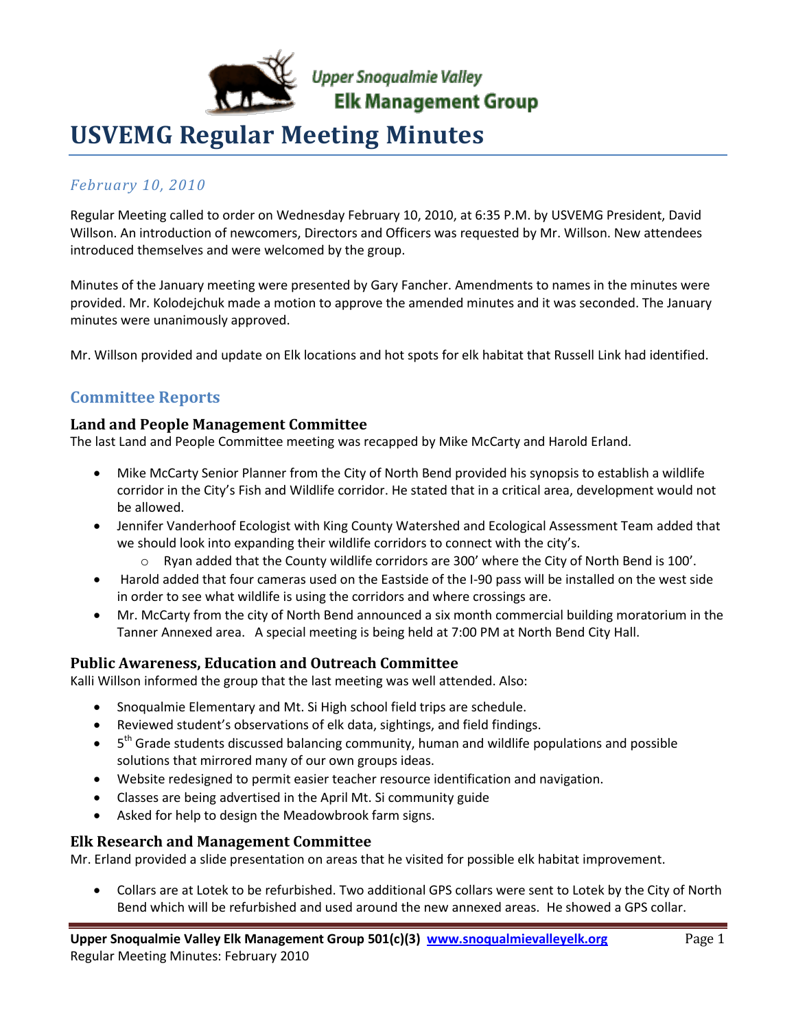Upper Snoqualmie Valley Elk Management Group

# USVEMG Regular Meeting Minutes

*February 10, 2010*

Regular Meeting called to order on Wednesday February 10, 2010, at 6:35 P.M. by USVEMG President, David Willson. An introduction of newcomers, Directors and Officers was requested by Mr. Willson. New attendees introduced themselves and were welcomed by the group.

Minutes of the January meeting were presented by Gary Fancher. Amendments to names in the minutes were provided. Mr. Kolodejchuk made a motion to approve the amended minutes and it was seconded. The January minutes were unanimously approved.

Mr. Willson provided and update on Elk locations and hot spots for elk habitat that Russell Link had identified.

## Committee Reports

### Land and People Management Committee

The last Land and People Committee meeting was recapped by Mike McCarty and Harold Erland.

- Mike McCarty Senior Planner from the City of North Bend provided his synopsis to establish a wildlife corridor in the City's Fish and Wildlife corridor. He stated that in a critical area, development would not be allowed.
- Jennifer Vanderhoof Ecologist with King County Watershed and Ecological Assessment Team added that we should look into expanding their wildlife corridors to connect with the city's.
    - Ryan added that the County wildlife corridors are 300' where the City of North Bend is 100'.
- Harold added that four cameras used on the Eastside of the I-90 pass will be installed on the west side in order to see what wildlife is using the corridors and where crossings are.
- Mr. McCarty from the city of North Bend announced a six month commercial building moratorium in the Tanner Annexed area. A special meeting is being held at 7:00 PM at North Bend City Hall.

### Public Awareness, Education and Outreach Committee

Kalli Willson informed the group that the last meeting was well attended. Also:

- Snoqualmie Elementary and Mt. Si High school field trips are schedule.
- Reviewed student's observations of elk data, sightings, and field findings.
- 5th Grade students discussed balancing community, human and wildlife populations and possible solutions that mirrored many of our own groups ideas.
- Website redesigned to permit easier teacher resource identification and navigation.
- Classes are being advertised in the April Mt. Si community guide
- Asked for help to design the Meadowbrook farm signs.

### Elk Research and Management Committee

Mr. Erland provided a slide presentation on areas that he visited for possible elk habitat improvement.

- Collars are at Lotek to be refurbished. Two additional GPS collars were sent to Lotek by the City of North Bend which will be refurbished and used around the new annexed areas. He showed a GPS collar.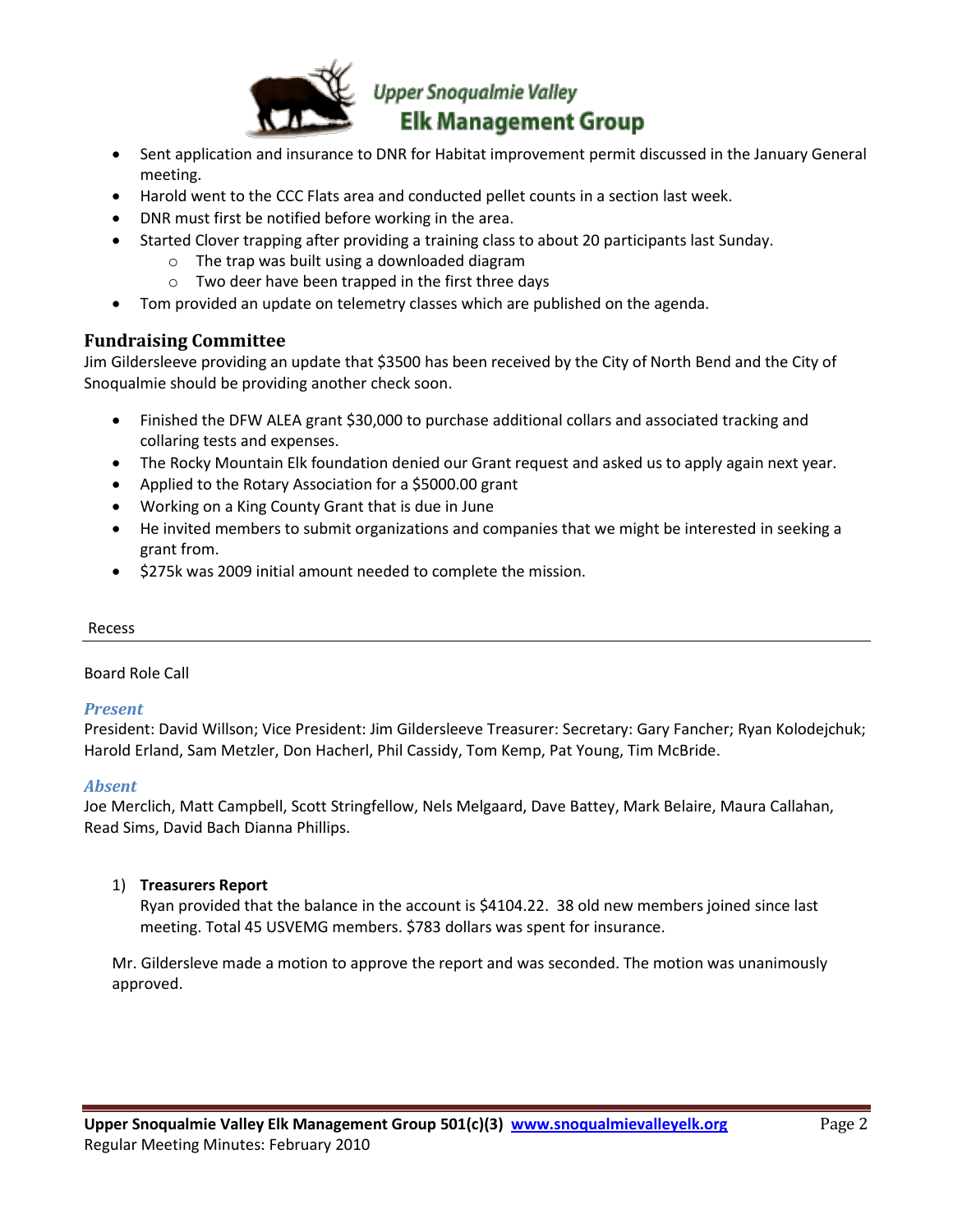- Sent application and insurance to DNR for Habitat improvement permit discussed in the January General meeting.
- Harold went to the CCC Flats area and conducted pellet counts in a section last week.
- DNR must first be notified before working in the area.
- Started Clover trapping after providing a training class to about 20 participants last Sunday.
  - The trap was built using a downloaded diagram
  - Two deer have been trapped in the first three days
- Tom provided an update on telemetry classes which are published on the agenda.

## Fundraising Committee

Jim Gildersleeve providing an update that $3500 has been received by the City of North Bend and the City of Snoqualmie should be providing another check soon.

- Finished the DFW ALEA grant $30,000 to purchase additional collars and associated tracking and collaring tests and expenses.
- The Rocky Mountain Elk foundation denied our Grant request and asked us to apply again next year.
- Applied to the Rotary Association for a $5000.00 grant
- Working on a King County Grant that is due in June
- He invited members to submit organizations and companies that we might be interested in seeking a grant from.
- $275k was 2009 initial amount needed to complete the mission.

Recess

---

Board Role Call

### *Present*

President: David Willson; Vice President: Jim Gildersleeve Treasurer: Secretary: Gary Fancher; Ryan Kolodejchuk; Harold Erland, Sam Metzler, Don Hacherl, Phil Cassidy, Tom Kemp, Pat Young, Tim McBride.

### *Absent*

Joe Merclich, Matt Campbell, Scott Stringfellow, Nels Melgaard, Dave Battey, Mark Belaire, Maura Callahan, Read Sims, David Bach Dianna Phillips.

1) **Treasurers Report**
   Ryan provided that the balance in the account is $4104.22. 38 old new members joined since last meeting. Total 45 USVEMG members. $783 dollars was spent for insurance.

Mr. Gildersleve made a motion to approve the report and was seconded. The motion was unanimously approved.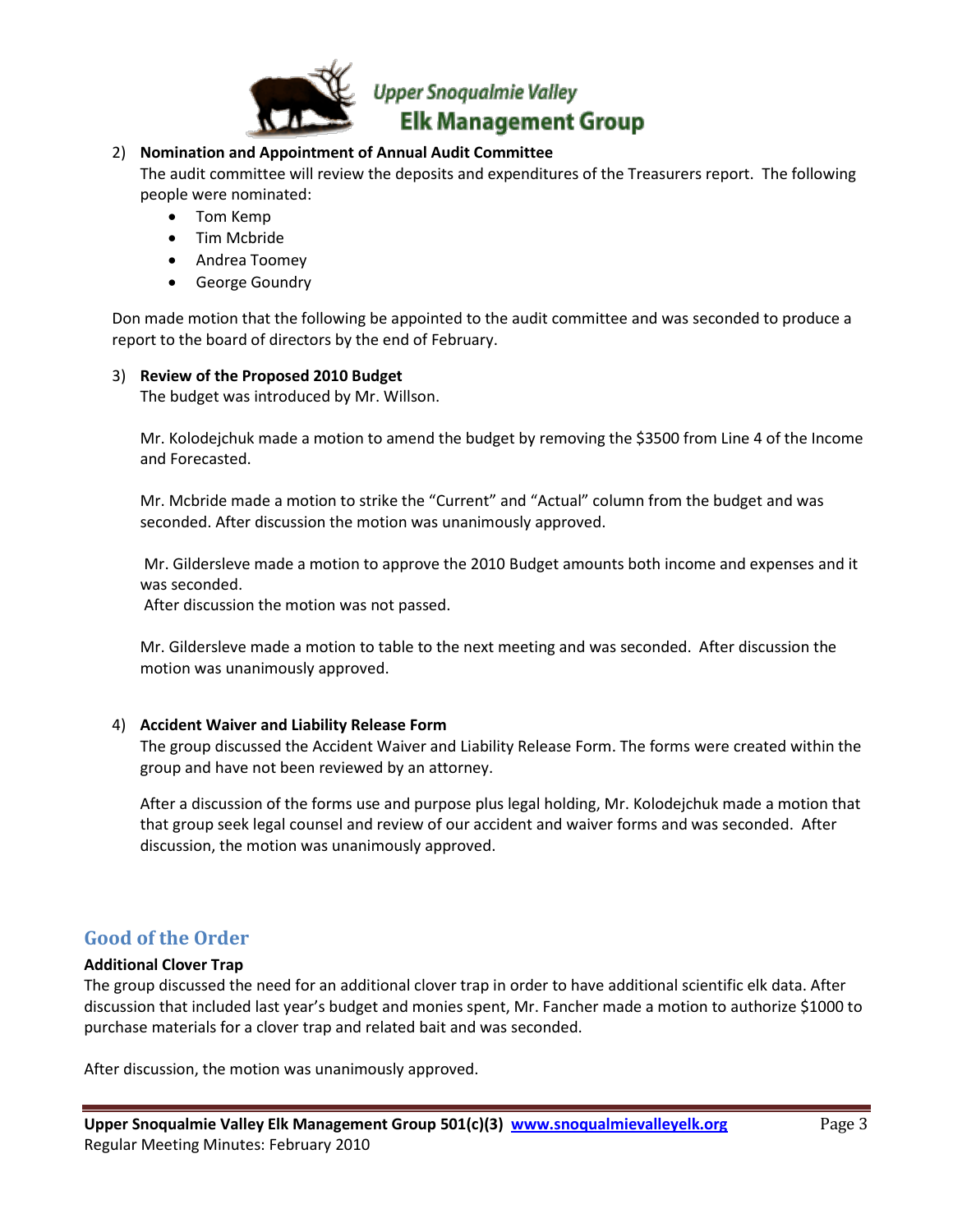2) **Nomination and Appointment of Annual Audit Committee**

   The audit committee will review the deposits and expenditures of the Treasurers report. The following people were nominated:

   - Tom Kemp
   - Tim Mcbride
   - Andrea Toomey
   - George Goundry

Don made motion that the following be appointed to the audit committee and was seconded to produce a report to the board of directors by the end of February.

3) **Review of the Proposed 2010 Budget**

   The budget was introduced by Mr. Willson.

   Mr. Kolodejchuk made a motion to amend the budget by removing the $3500 from Line 4 of the Income and Forecasted.

   Mr. Mcbride made a motion to strike the "Current" and "Actual" column from the budget and was seconded. After discussion the motion was unanimously approved.

   Mr. Gildersleve made a motion to approve the 2010 Budget amounts both income and expenses and it was seconded.
   After discussion the motion was not passed.

   Mr. Gildersleve made a motion to table to the next meeting and was seconded. After discussion the motion was unanimously approved.

4) **Accident Waiver and Liability Release Form**

   The group discussed the Accident Waiver and Liability Release Form. The forms were created within the group and have not been reviewed by an attorney.

   After a discussion of the forms use and purpose plus legal holding, Mr. Kolodejchuk made a motion that that group seek legal counsel and review of our accident and waiver forms and was seconded. After discussion, the motion was unanimously approved.

## Good of the Order

**Additional Clover Trap**

The group discussed the need for an additional clover trap in order to have additional scientific elk data. After discussion that included last year's budget and monies spent, Mr. Fancher made a motion to authorize $1000 to purchase materials for a clover trap and related bait and was seconded.

After discussion, the motion was unanimously approved.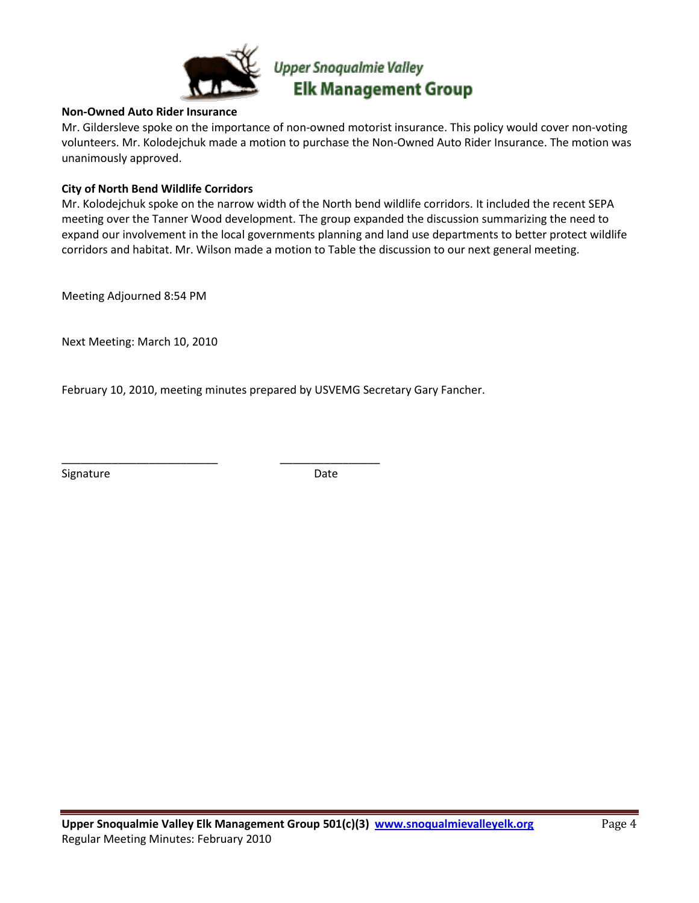**Non-Owned Auto Rider Insurance**

Mr. Gildersleve spoke on the importance of non-owned motorist insurance. This policy would cover non-voting volunteers. Mr. Kolodejchuk made a motion to purchase the Non-Owned Auto Rider Insurance. The motion was unanimously approved.

**City of North Bend Wildlife Corridors**

Mr. Kolodejchuk spoke on the narrow width of the North bend wildlife corridors. It included the recent SEPA meeting over the Tanner Wood development. The group expanded the discussion summarizing the need to expand our involvement in the local governments planning and land use departments to better protect wildlife corridors and habitat. Mr. Wilson made a motion to Table the discussion to our next general meeting.

Meeting Adjourned 8:54 PM

Next Meeting: March 10, 2010

February 10, 2010, meeting minutes prepared by USVEMG Secretary Gary Fancher.

_________________________ ________________

Signature Date